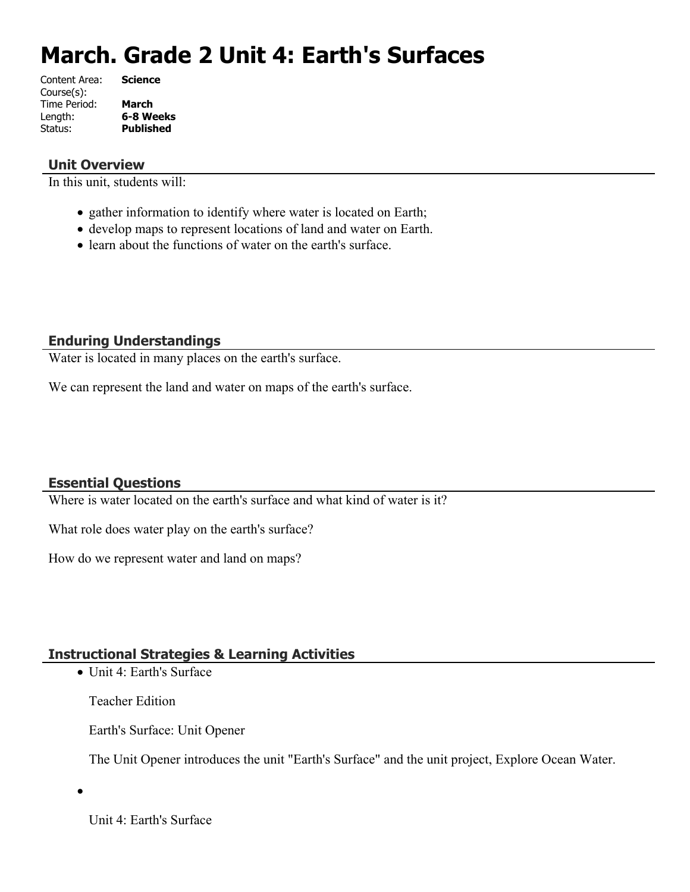# March. Grade 2 Unit 4: Earth's Surfaces

Content Area: **Science**
Course(s):
Time Period: **March**
Length: **6-8 Weeks**
Status: **Published**

## Unit Overview

In this unit, students will:

- gather information to identify where water is located on Earth;
- develop maps to represent locations of land and water on Earth.
- learn about the functions of water on the earth's surface.

## Enduring Understandings

Water is located in many places on the earth's surface.

We can represent the land and water on maps of the earth's surface.

## Essential Questions

Where is water located on the earth's surface and what kind of water is it?

What role does water play on the earth's surface?

How do we represent water and land on maps?

## Instructional Strategies & Learning Activities

- Unit 4: Earth's Surface

  Teacher Edition

  Earth's Surface: Unit Opener

  The Unit Opener introduces the unit "Earth's Surface" and the unit project, Explore Ocean Water.

- Unit 4: Earth's Surface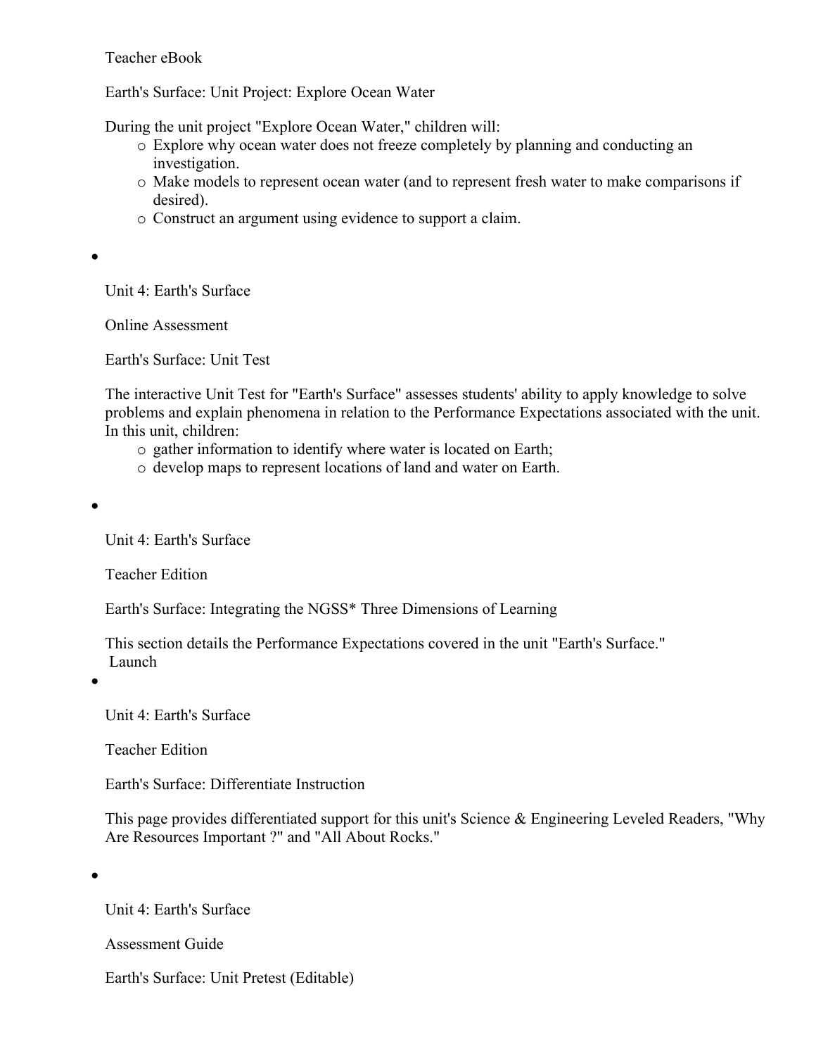Teacher eBook

Earth's Surface: Unit Project: Explore Ocean Water

During the unit project "Explore Ocean Water," children will:

- Explore why ocean water does not freeze completely by planning and conducting an investigation.
- Make models to represent ocean water (and to represent fresh water to make comparisons if desired).
- Construct an argument using evidence to support a claim.

- Unit 4: Earth's Surface

  Online Assessment

  Earth's Surface: Unit Test

  The interactive Unit Test for "Earth's Surface" assesses students' ability to apply knowledge to solve problems and explain phenomena in relation to the Performance Expectations associated with the unit. In this unit, children:

  - gather information to identify where water is located on Earth;
  - develop maps to represent locations of land and water on Earth.

- Unit 4: Earth's Surface

  Teacher Edition

  Earth's Surface: Integrating the NGSS* Three Dimensions of Learning

  This section details the Performance Expectations covered in the unit "Earth's Surface."
  Launch

- Unit 4: Earth's Surface

  Teacher Edition

  Earth's Surface: Differentiate Instruction

  This page provides differentiated support for this unit's Science & Engineering Leveled Readers, "Why Are Resources Important ?" and "All About Rocks."

- Unit 4: Earth's Surface

  Assessment Guide

  Earth's Surface: Unit Pretest (Editable)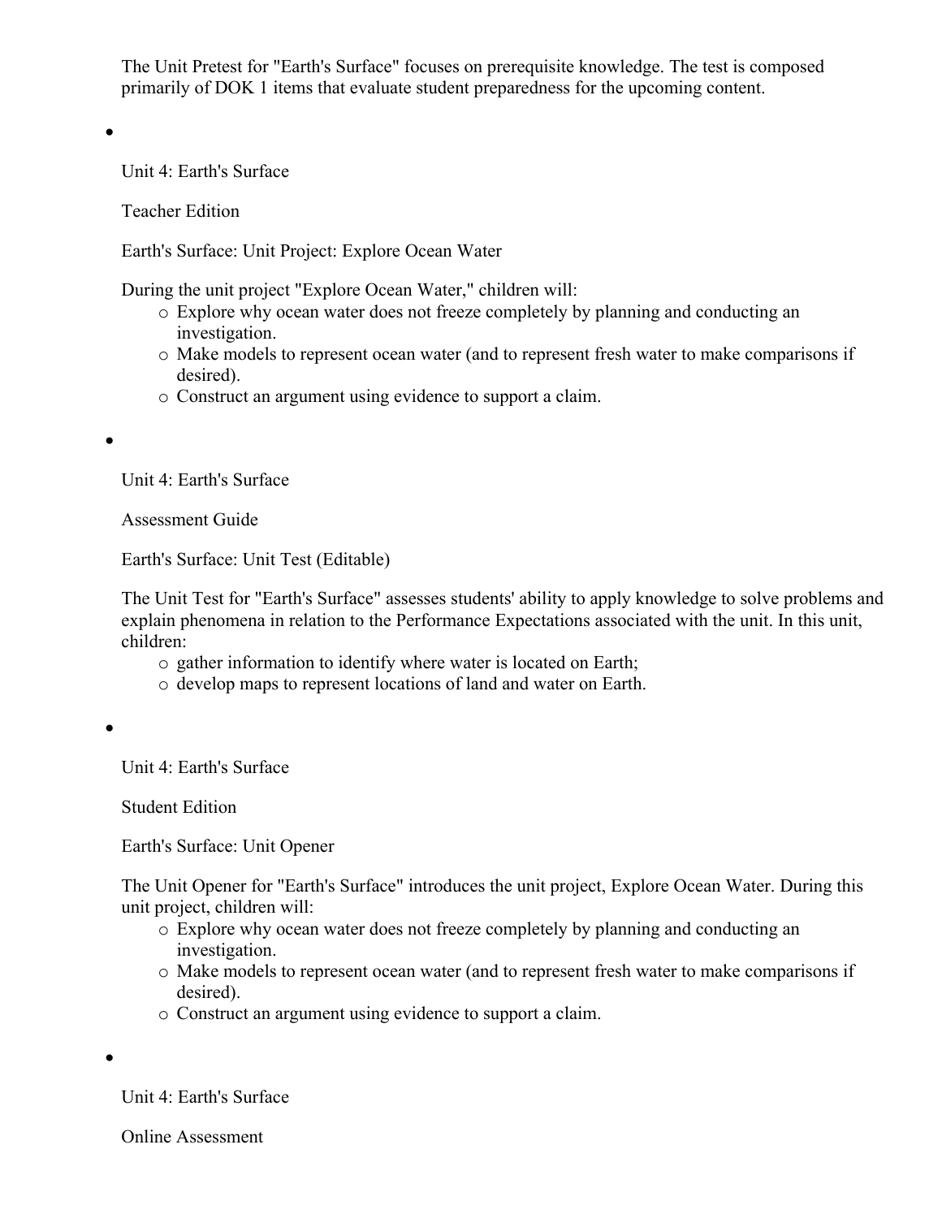The Unit Pretest for "Earth's Surface" focuses on prerequisite knowledge. The test is composed primarily of DOK 1 items that evaluate student preparedness for the upcoming content.

- Unit 4: Earth's Surface

  Teacher Edition

  Earth's Surface: Unit Project: Explore Ocean Water

  During the unit project "Explore Ocean Water," children will:

  - Explore why ocean water does not freeze completely by planning and conducting an investigation.
  - Make models to represent ocean water (and to represent fresh water to make comparisons if desired).
  - Construct an argument using evidence to support a claim.

- Unit 4: Earth's Surface

  Assessment Guide

  Earth's Surface: Unit Test (Editable)

  The Unit Test for "Earth's Surface" assesses students' ability to apply knowledge to solve problems and explain phenomena in relation to the Performance Expectations associated with the unit. In this unit, children:

  - gather information to identify where water is located on Earth;
  - develop maps to represent locations of land and water on Earth.

- Unit 4: Earth's Surface

  Student Edition

  Earth's Surface: Unit Opener

  The Unit Opener for "Earth's Surface" introduces the unit project, Explore Ocean Water. During this unit project, children will:

  - Explore why ocean water does not freeze completely by planning and conducting an investigation.
  - Make models to represent ocean water (and to represent fresh water to make comparisons if desired).
  - Construct an argument using evidence to support a claim.

- Unit 4: Earth's Surface

  Online Assessment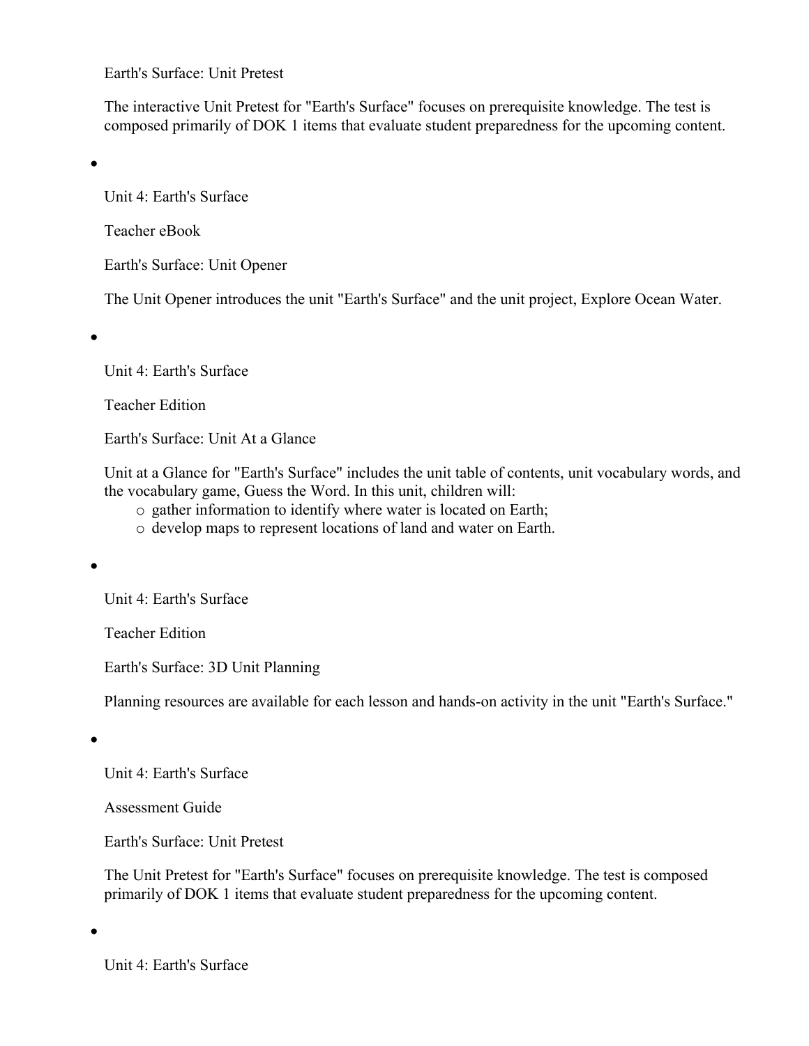Earth's Surface: Unit Pretest

The interactive Unit Pretest for "Earth's Surface" focuses on prerequisite knowledge. The test is composed primarily of DOK 1 items that evaluate student preparedness for the upcoming content.

- Unit 4: Earth's Surface

  Teacher eBook

  Earth's Surface: Unit Opener

  The Unit Opener introduces the unit "Earth's Surface" and the unit project, Explore Ocean Water.

- Unit 4: Earth's Surface

  Teacher Edition

  Earth's Surface: Unit At a Glance

  Unit at a Glance for "Earth's Surface" includes the unit table of contents, unit vocabulary words, and the vocabulary game, Guess the Word. In this unit, children will:
    - gather information to identify where water is located on Earth;
    - develop maps to represent locations of land and water on Earth.

- Unit 4: Earth's Surface

  Teacher Edition

  Earth's Surface: 3D Unit Planning

  Planning resources are available for each lesson and hands-on activity in the unit "Earth's Surface."

- Unit 4: Earth's Surface

  Assessment Guide

  Earth's Surface: Unit Pretest

  The Unit Pretest for "Earth's Surface" focuses on prerequisite knowledge. The test is composed primarily of DOK 1 items that evaluate student preparedness for the upcoming content.

- Unit 4: Earth's Surface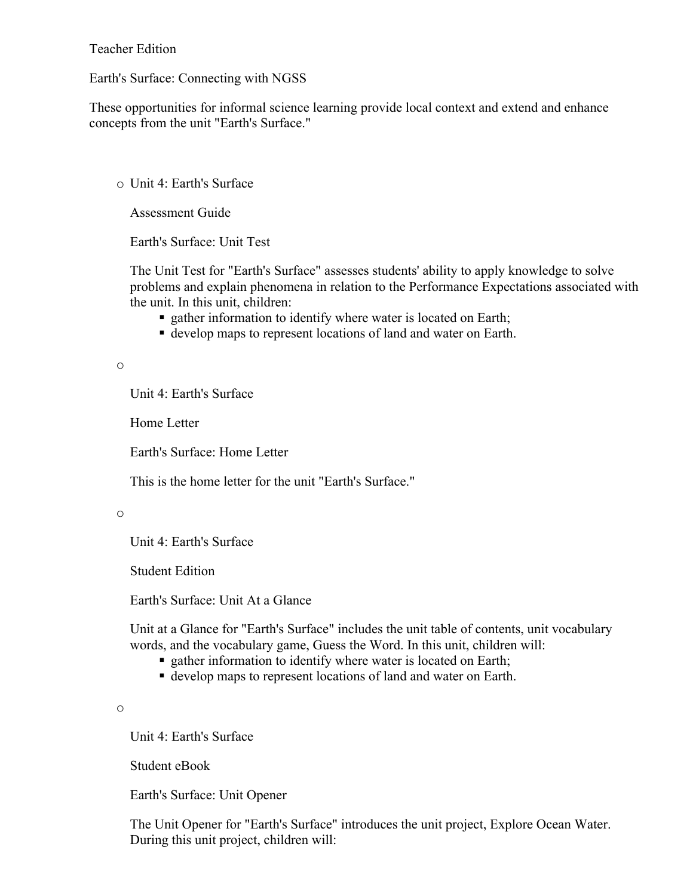Teacher Edition

Earth's Surface: Connecting with NGSS

These opportunities for informal science learning provide local context and extend and enhance concepts from the unit "Earth's Surface."

- Unit 4: Earth's Surface

  Assessment Guide

  Earth's Surface: Unit Test

  The Unit Test for "Earth's Surface" assesses students' ability to apply knowledge to solve problems and explain phenomena in relation to the Performance Expectations associated with the unit. In this unit, children:
  - gather information to identify where water is located on Earth;
  - develop maps to represent locations of land and water on Earth.

- Unit 4: Earth's Surface

  Home Letter

  Earth's Surface: Home Letter

  This is the home letter for the unit "Earth's Surface."

- Unit 4: Earth's Surface

  Student Edition

  Earth's Surface: Unit At a Glance

  Unit at a Glance for "Earth's Surface" includes the unit table of contents, unit vocabulary words, and the vocabulary game, Guess the Word. In this unit, children will:
  - gather information to identify where water is located on Earth;
  - develop maps to represent locations of land and water on Earth.

- Unit 4: Earth's Surface

  Student eBook

  Earth's Surface: Unit Opener

  The Unit Opener for "Earth's Surface" introduces the unit project, Explore Ocean Water. During this unit project, children will: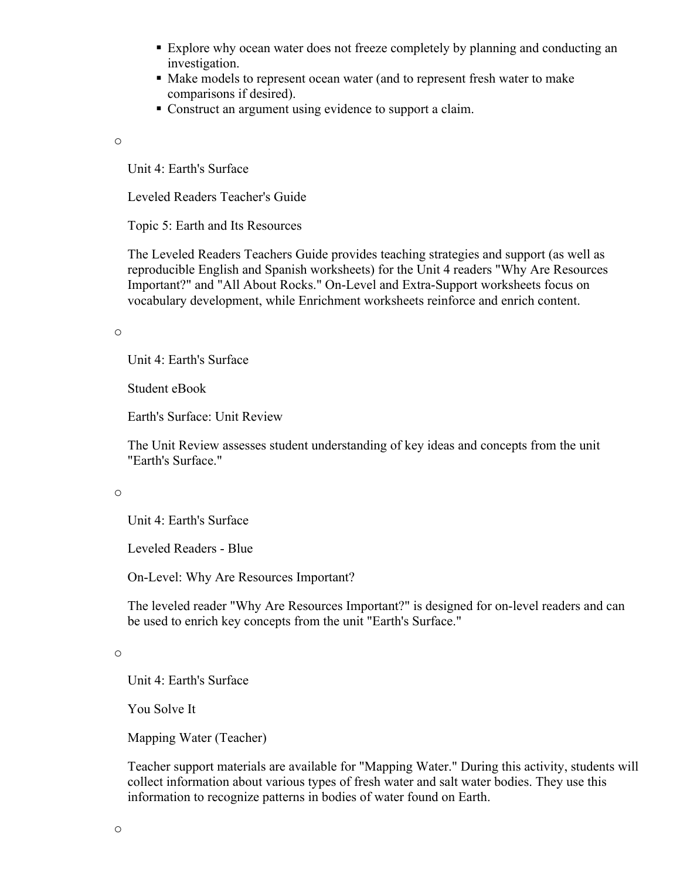- Explore why ocean water does not freeze completely by planning and conducting an investigation.
    - Make models to represent ocean water (and to represent fresh water to make comparisons if desired).
    - Construct an argument using evidence to support a claim.

- Unit 4: Earth's Surface

  Leveled Readers Teacher's Guide

  Topic 5: Earth and Its Resources

  The Leveled Readers Teachers Guide provides teaching strategies and support (as well as reproducible English and Spanish worksheets) for the Unit 4 readers "Why Are Resources Important?" and "All About Rocks." On-Level and Extra-Support worksheets focus on vocabulary development, while Enrichment worksheets reinforce and enrich content.

- Unit 4: Earth's Surface

  Student eBook

  Earth's Surface: Unit Review

  The Unit Review assesses student understanding of key ideas and concepts from the unit "Earth's Surface."

- Unit 4: Earth's Surface

  Leveled Readers - Blue

  On-Level: Why Are Resources Important?

  The leveled reader "Why Are Resources Important?" is designed for on-level readers and can be used to enrich key concepts from the unit "Earth's Surface."

- Unit 4: Earth's Surface

  You Solve It

  Mapping Water (Teacher)

  Teacher support materials are available for "Mapping Water." During this activity, students will collect information about various types of fresh water and salt water bodies. They use this information to recognize patterns in bodies of water found on Earth.

-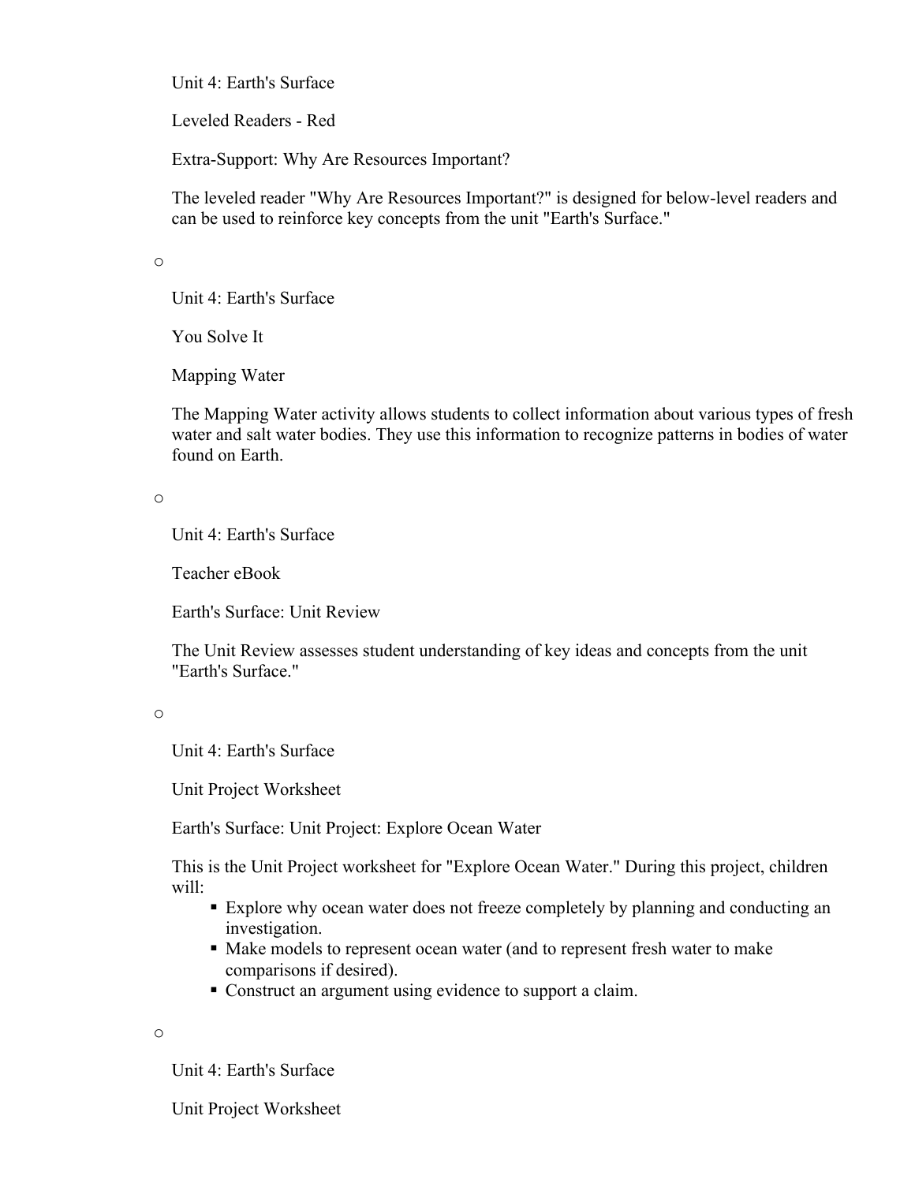Unit 4: Earth's Surface

Leveled Readers - Red

Extra-Support: Why Are Resources Important?

The leveled reader "Why Are Resources Important?" is designed for below-level readers and can be used to reinforce key concepts from the unit "Earth's Surface."

o

Unit 4: Earth's Surface

You Solve It

Mapping Water

The Mapping Water activity allows students to collect information about various types of fresh water and salt water bodies. They use this information to recognize patterns in bodies of water found on Earth.

o

Unit 4: Earth's Surface

Teacher eBook

Earth's Surface: Unit Review

The Unit Review assesses student understanding of key ideas and concepts from the unit "Earth's Surface."

o

Unit 4: Earth's Surface

Unit Project Worksheet

Earth's Surface: Unit Project: Explore Ocean Water

This is the Unit Project worksheet for "Explore Ocean Water." During this project, children will:

- Explore why ocean water does not freeze completely by planning and conducting an investigation.
- Make models to represent ocean water (and to represent fresh water to make comparisons if desired).
- Construct an argument using evidence to support a claim.

o

Unit 4: Earth's Surface

Unit Project Worksheet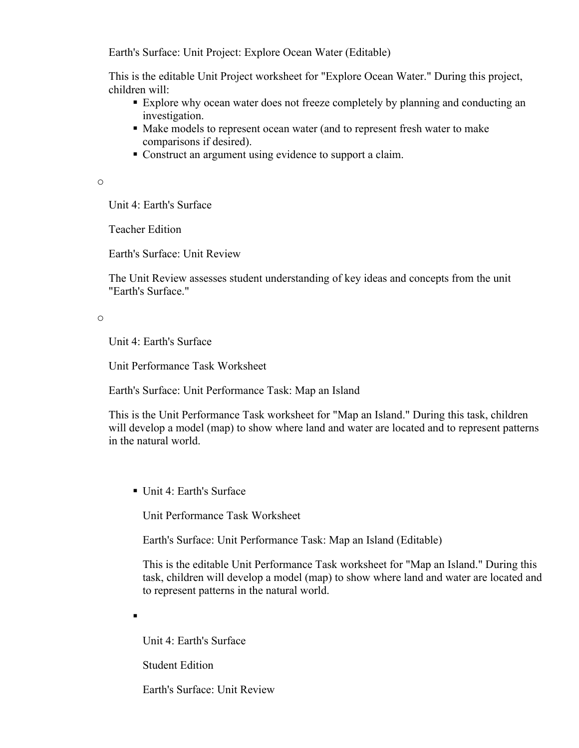Earth's Surface: Unit Project: Explore Ocean Water (Editable)

This is the editable Unit Project worksheet for "Explore Ocean Water." During this project, children will:

- Explore why ocean water does not freeze completely by planning and conducting an investigation.
- Make models to represent ocean water (and to represent fresh water to make comparisons if desired).
- Construct an argument using evidence to support a claim.

- Unit 4: Earth's Surface

  Teacher Edition

  Earth's Surface: Unit Review

  The Unit Review assesses student understanding of key ideas and concepts from the unit "Earth's Surface."

- Unit 4: Earth's Surface

  Unit Performance Task Worksheet

  Earth's Surface: Unit Performance Task: Map an Island

  This is the Unit Performance Task worksheet for "Map an Island." During this task, children will develop a model (map) to show where land and water are located and to represent patterns in the natural world.

  - Unit 4: Earth's Surface

    Unit Performance Task Worksheet

    Earth's Surface: Unit Performance Task: Map an Island (Editable)

    This is the editable Unit Performance Task worksheet for "Map an Island." During this task, children will develop a model (map) to show where land and water are located and to represent patterns in the natural world.

  - Unit 4: Earth's Surface

    Student Edition

    Earth's Surface: Unit Review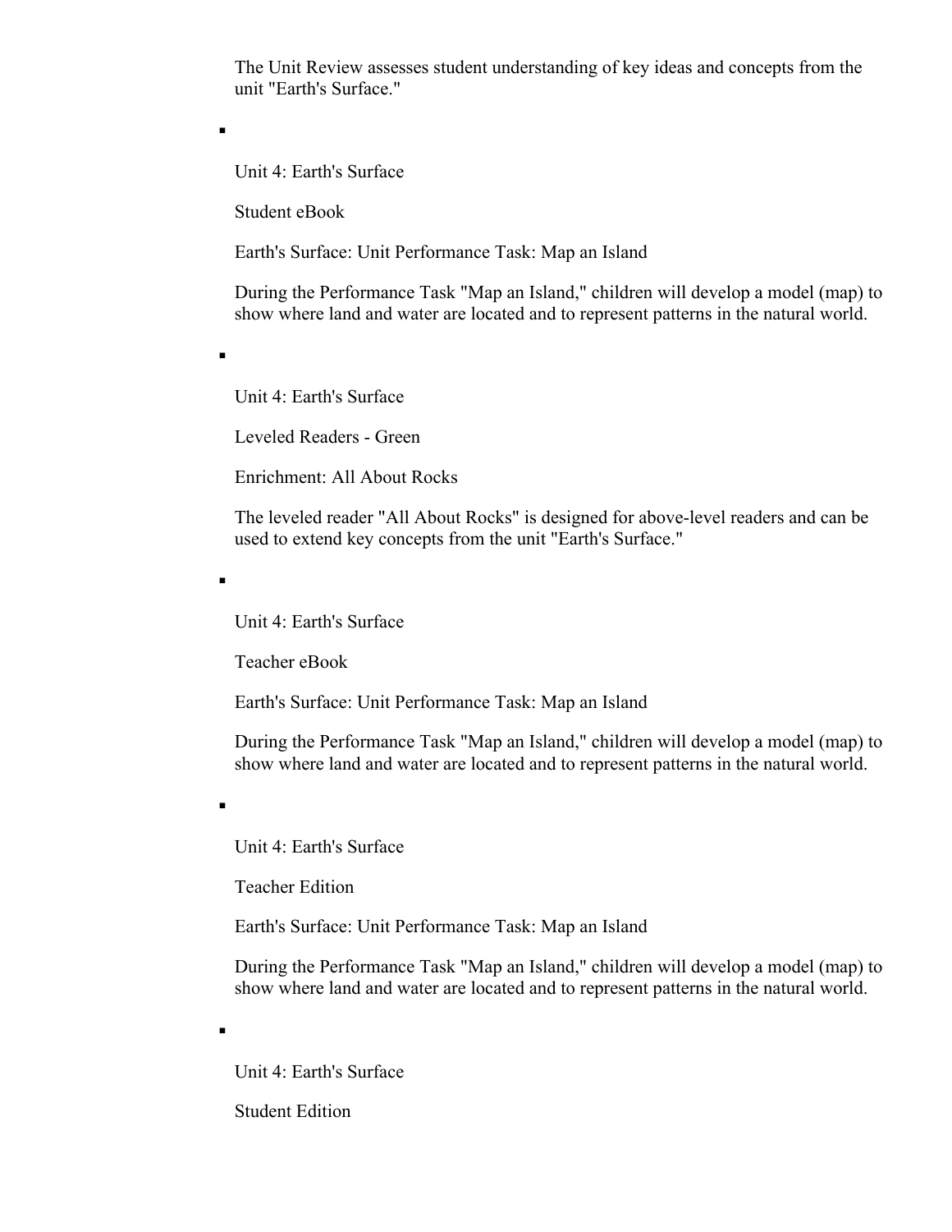The Unit Review assesses student understanding of key ideas and concepts from the unit "Earth's Surface."

- Unit 4: Earth's Surface

  Student eBook

  Earth's Surface: Unit Performance Task: Map an Island

  During the Performance Task "Map an Island," children will develop a model (map) to show where land and water are located and to represent patterns in the natural world.

- Unit 4: Earth's Surface

  Leveled Readers - Green

  Enrichment: All About Rocks

  The leveled reader "All About Rocks" is designed for above-level readers and can be used to extend key concepts from the unit "Earth's Surface."

- Unit 4: Earth's Surface

  Teacher eBook

  Earth's Surface: Unit Performance Task: Map an Island

  During the Performance Task "Map an Island," children will develop a model (map) to show where land and water are located and to represent patterns in the natural world.

- Unit 4: Earth's Surface

  Teacher Edition

  Earth's Surface: Unit Performance Task: Map an Island

  During the Performance Task "Map an Island," children will develop a model (map) to show where land and water are located and to represent patterns in the natural world.

- Unit 4: Earth's Surface

  Student Edition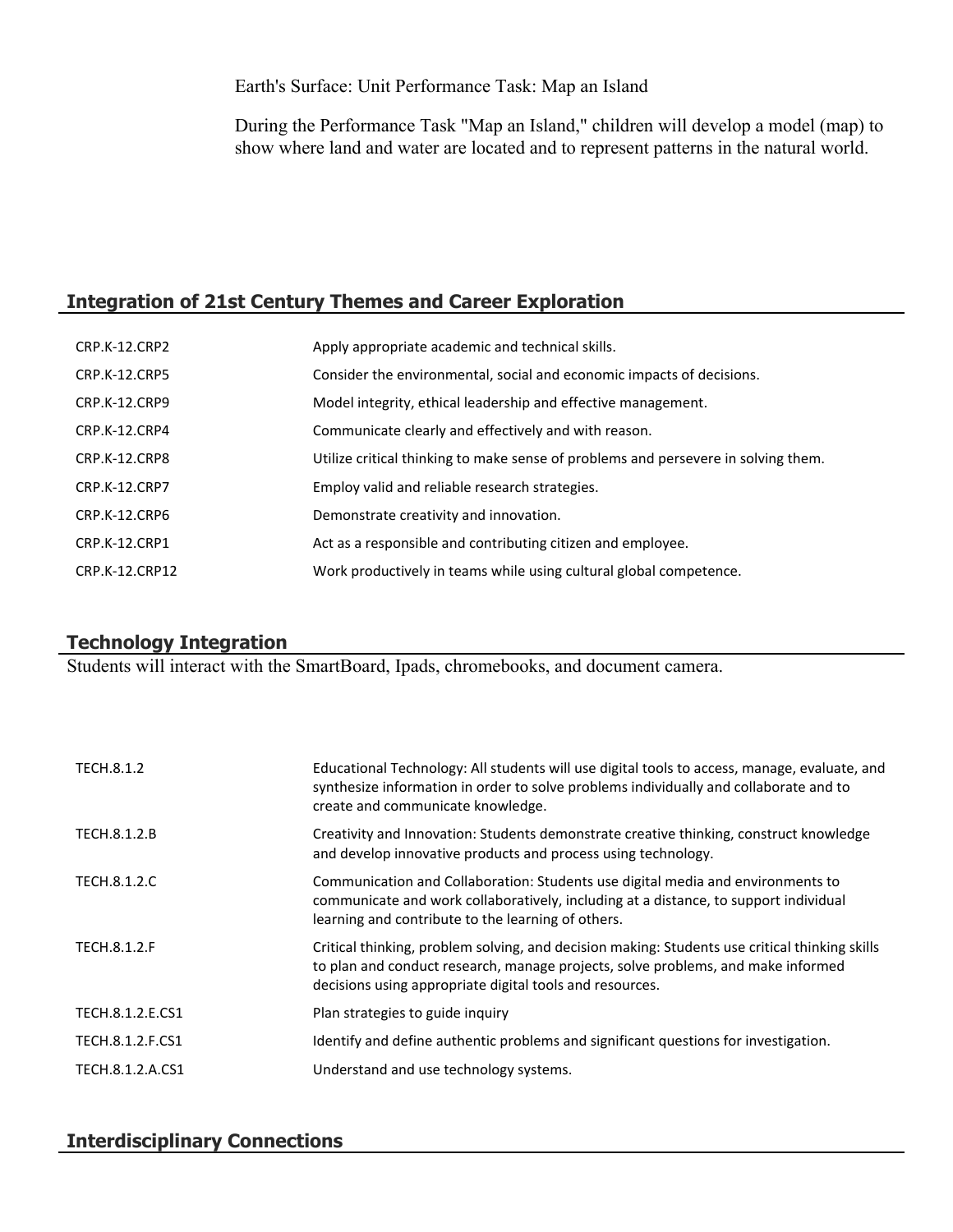Earth's Surface: Unit Performance Task: Map an Island

During the Performance Task "Map an Island," children will develop a model (map) to show where land and water are located and to represent patterns in the natural world.

## Integration of 21st Century Themes and Career Exploration

| | |
|---|---|
| CRP.K-12.CRP2 | Apply appropriate academic and technical skills. |
| CRP.K-12.CRP5 | Consider the environmental, social and economic impacts of decisions. |
| CRP.K-12.CRP9 | Model integrity, ethical leadership and effective management. |
| CRP.K-12.CRP4 | Communicate clearly and effectively and with reason. |
| CRP.K-12.CRP8 | Utilize critical thinking to make sense of problems and persevere in solving them. |
| CRP.K-12.CRP7 | Employ valid and reliable research strategies. |
| CRP.K-12.CRP6 | Demonstrate creativity and innovation. |
| CRP.K-12.CRP1 | Act as a responsible and contributing citizen and employee. |
| CRP.K-12.CRP12 | Work productively in teams while using cultural global competence. |

## Technology Integration

Students will interact with the SmartBoard, Ipads, chromebooks, and document camera.

| | |
|---|---|
| TECH.8.1.2 | Educational Technology: All students will use digital tools to access, manage, evaluate, and synthesize information in order to solve problems individually and collaborate and to create and communicate knowledge. |
| TECH.8.1.2.B | Creativity and Innovation: Students demonstrate creative thinking, construct knowledge and develop innovative products and process using technology. |
| TECH.8.1.2.C | Communication and Collaboration: Students use digital media and environments to communicate and work collaboratively, including at a distance, to support individual learning and contribute to the learning of others. |
| TECH.8.1.2.F | Critical thinking, problem solving, and decision making: Students use critical thinking skills to plan and conduct research, manage projects, solve problems, and make informed decisions using appropriate digital tools and resources. |
| TECH.8.1.2.E.CS1 | Plan strategies to guide inquiry |
| TECH.8.1.2.F.CS1 | Identify and define authentic problems and significant questions for investigation. |
| TECH.8.1.2.A.CS1 | Understand and use technology systems. |

## Interdisciplinary Connections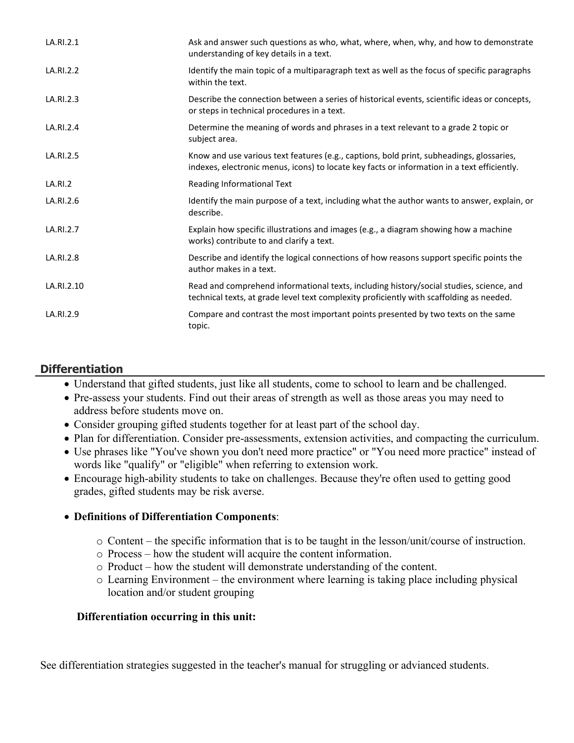| | |
|---|---|
| LA.RI.2.1 | Ask and answer such questions as who, what, where, when, why, and how to demonstrate understanding of key details in a text. |
| LA.RI.2.2 | Identify the main topic of a multiparagraph text as well as the focus of specific paragraphs within the text. |
| LA.RI.2.3 | Describe the connection between a series of historical events, scientific ideas or concepts, or steps in technical procedures in a text. |
| LA.RI.2.4 | Determine the meaning of words and phrases in a text relevant to a grade 2 topic or subject area. |
| LA.RI.2.5 | Know and use various text features (e.g., captions, bold print, subheadings, glossaries, indexes, electronic menus, icons) to locate key facts or information in a text efficiently. |
| LA.RI.2 | Reading Informational Text |
| LA.RI.2.6 | Identify the main purpose of a text, including what the author wants to answer, explain, or describe. |
| LA.RI.2.7 | Explain how specific illustrations and images (e.g., a diagram showing how a machine works) contribute to and clarify a text. |
| LA.RI.2.8 | Describe and identify the logical connections of how reasons support specific points the author makes in a text. |
| LA.RI.2.10 | Read and comprehend informational texts, including history/social studies, science, and technical texts, at grade level text complexity proficiently with scaffolding as needed. |
| LA.RI.2.9 | Compare and contrast the most important points presented by two texts on the same topic. |

## Differentiation

- Understand that gifted students, just like all students, come to school to learn and be challenged.
- Pre-assess your students. Find out their areas of strength as well as those areas you may need to address before students move on.
- Consider grouping gifted students together for at least part of the school day.
- Plan for differentiation. Consider pre-assessments, extension activities, and compacting the curriculum.
- Use phrases like "You've shown you don't need more practice" or "You need more practice" instead of words like "qualify" or "eligible" when referring to extension work.
- Encourage high-ability students to take on challenges. Because they're often used to getting good grades, gifted students may be risk averse.
- **Definitions of Differentiation Components**:
  - Content – the specific information that is to be taught in the lesson/unit/course of instruction.
  - Process – how the student will acquire the content information.
  - Product – how the student will demonstrate understanding of the content.
  - Learning Environment – the environment where learning is taking place including physical location and/or student grouping

**Differentiation occurring in this unit:**

See differentiation strategies suggested in the teacher's manual for struggling or advianced students.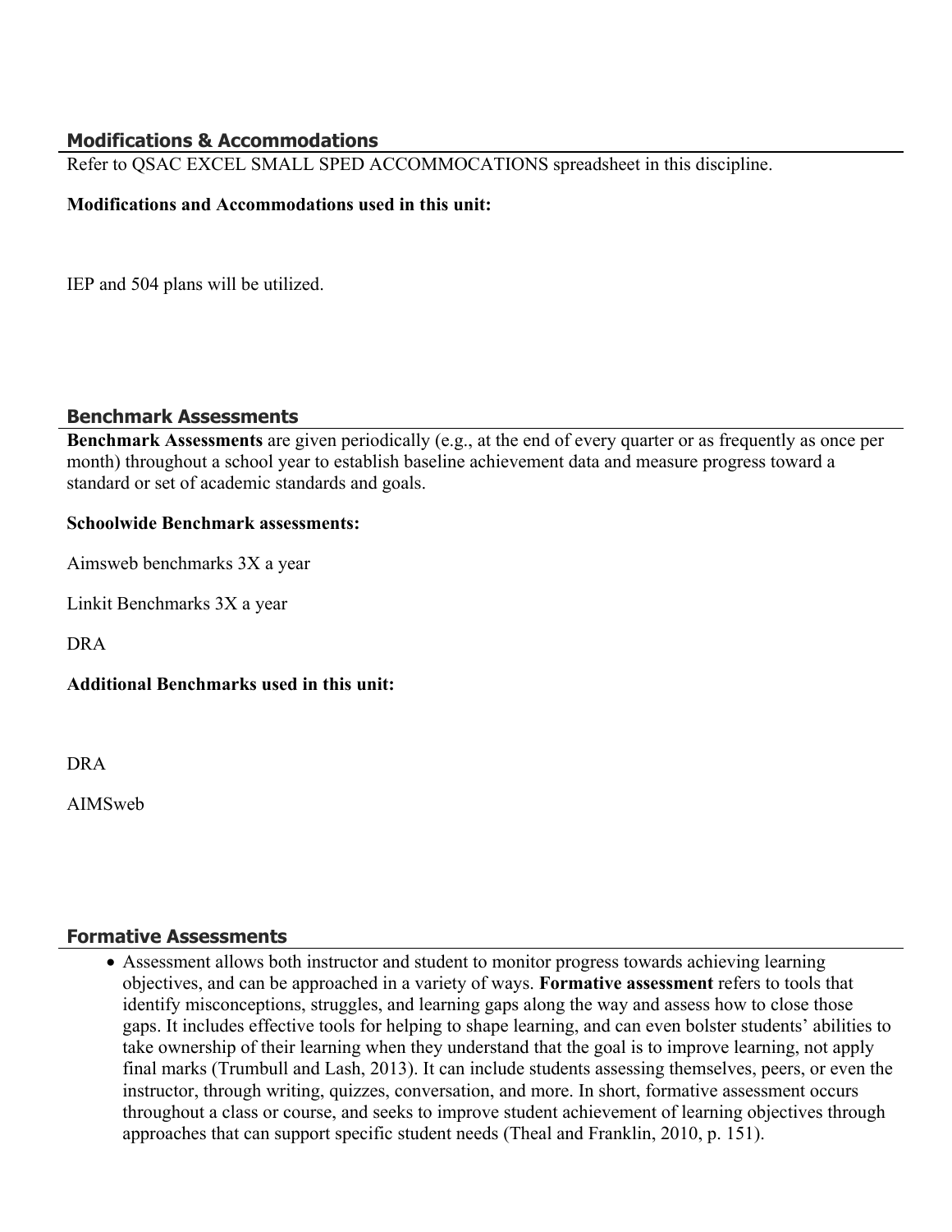## Modifications & Accommodations

Refer to QSAC EXCEL SMALL SPED ACCOMMOCATIONS spreadsheet in this discipline.

**Modifications and Accommodations used in this unit:**

IEP and 504 plans will be utilized.

## Benchmark Assessments

**Benchmark Assessments** are given periodically (e.g., at the end of every quarter or as frequently as once per month) throughout a school year to establish baseline achievement data and measure progress toward a standard or set of academic standards and goals.

**Schoolwide Benchmark assessments:**

Aimsweb benchmarks 3X a year

Linkit Benchmarks 3X a year

DRA

**Additional Benchmarks used in this unit:**

DRA

AIMSweb

## Formative Assessments

- Assessment allows both instructor and student to monitor progress towards achieving learning objectives, and can be approached in a variety of ways. **Formative assessment** refers to tools that identify misconceptions, struggles, and learning gaps along the way and assess how to close those gaps. It includes effective tools for helping to shape learning, and can even bolster students' abilities to take ownership of their learning when they understand that the goal is to improve learning, not apply final marks (Trumbull and Lash, 2013). It can include students assessing themselves, peers, or even the instructor, through writing, quizzes, conversation, and more. In short, formative assessment occurs throughout a class or course, and seeks to improve student achievement of learning objectives through approaches that can support specific student needs (Theal and Franklin, 2010, p. 151).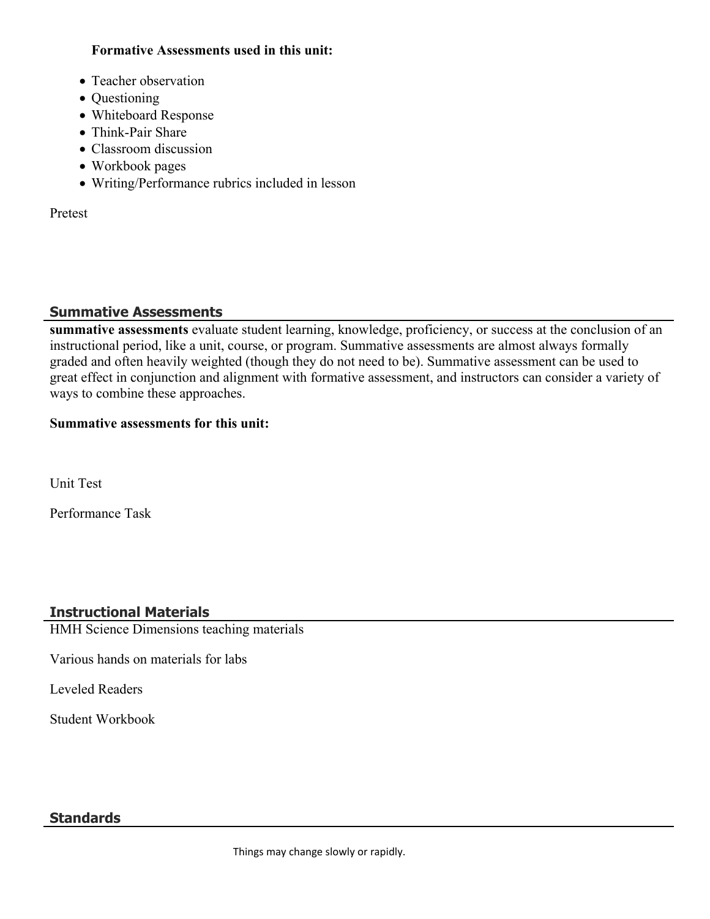**Formative Assessments used in this unit:**

- Teacher observation
- Questioning
- Whiteboard Response
- Think-Pair Share
- Classroom discussion
- Workbook pages
- Writing/Performance rubrics included in lesson

Pretest

## Summative Assessments

**summative assessments** evaluate student learning, knowledge, proficiency, or success at the conclusion of an instructional period, like a unit, course, or program. Summative assessments are almost always formally graded and often heavily weighted (though they do not need to be). Summative assessment can be used to great effect in conjunction and alignment with formative assessment, and instructors can consider a variety of ways to combine these approaches.

**Summative assessments for this unit:**

Unit Test

Performance Task

## Instructional Materials

HMH Science Dimensions teaching materials

Various hands on materials for labs

Leveled Readers

Student Workbook

## Standards

Things may change slowly or rapidly.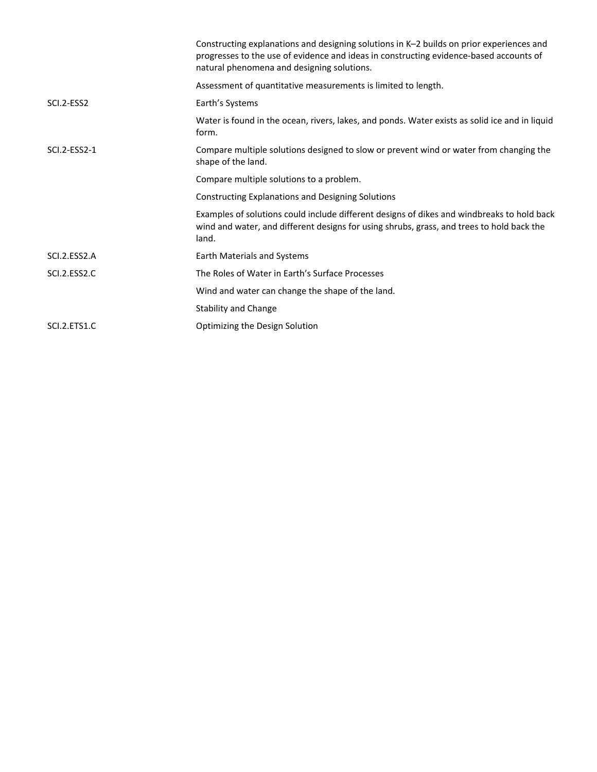| | |
|---|---|
| | Constructing explanations and designing solutions in K–2 builds on prior experiences and progresses to the use of evidence and ideas in constructing evidence-based accounts of natural phenomena and designing solutions. |
| | Assessment of quantitative measurements is limited to length. |
| SCI.2-ESS2 | Earth's Systems |
| | Water is found in the ocean, rivers, lakes, and ponds. Water exists as solid ice and in liquid form. |
| SCI.2-ESS2-1 | Compare multiple solutions designed to slow or prevent wind or water from changing the shape of the land. |
| | Compare multiple solutions to a problem. |
| | Constructing Explanations and Designing Solutions |
| | Examples of solutions could include different designs of dikes and windbreaks to hold back wind and water, and different designs for using shrubs, grass, and trees to hold back the land. |
| SCI.2.ESS2.A | Earth Materials and Systems |
| SCI.2.ESS2.C | The Roles of Water in Earth's Surface Processes |
| | Wind and water can change the shape of the land. |
| | Stability and Change |
| SCI.2.ETS1.C | Optimizing the Design Solution |